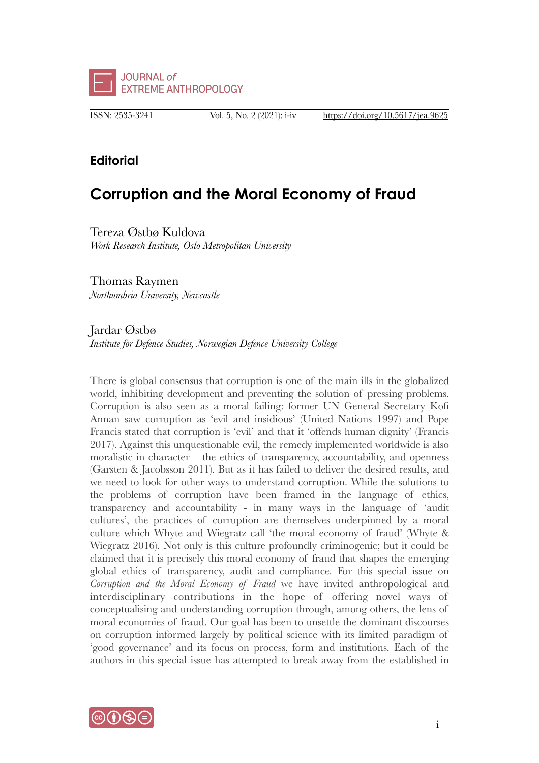## Editorial

# Corruption and the Moral Economy of Fraud

Tereza Østbø Kuldova
*Work Research Institute, Oslo Metropolitan University*

Thomas Raymen
*Northumbria University, Newcastle*

Jardar Østbø
*Institute for Defence Studies, Norwegian Defence University College*

There is global consensus that corruption is one of the main ills in the globalized world, inhibiting development and preventing the solution of pressing problems. Corruption is also seen as a moral failing: former UN General Secretary Kofi Annan saw corruption as 'evil and insidious' (United Nations 1997) and Pope Francis stated that corruption is 'evil' and that it 'offends human dignity' (Francis 2017). Against this unquestionable evil, the remedy implemented worldwide is also moralistic in character – the ethics of transparency, accountability, and openness (Garsten & Jacobsson 2011). But as it has failed to deliver the desired results, and we need to look for other ways to understand corruption. While the solutions to the problems of corruption have been framed in the language of ethics, transparency and accountability - in many ways in the language of 'audit cultures', the practices of corruption are themselves underpinned by a moral culture which Whyte and Wiegratz call 'the moral economy of fraud' (Whyte & Wiegratz 2016). Not only is this culture profoundly criminogenic; but it could be claimed that it is precisely this moral economy of fraud that shapes the emerging global ethics of transparency, audit and compliance. For this special issue on *Corruption and the Moral Economy of Fraud* we have invited anthropological and interdisciplinary contributions in the hope of offering novel ways of conceptualising and understanding corruption through, among others, the lens of moral economies of fraud. Our goal has been to unsettle the dominant discourses on corruption informed largely by political science with its limited paradigm of 'good governance' and its focus on process, form and institutions. Each of the authors in this special issue has attempted to break away from the established in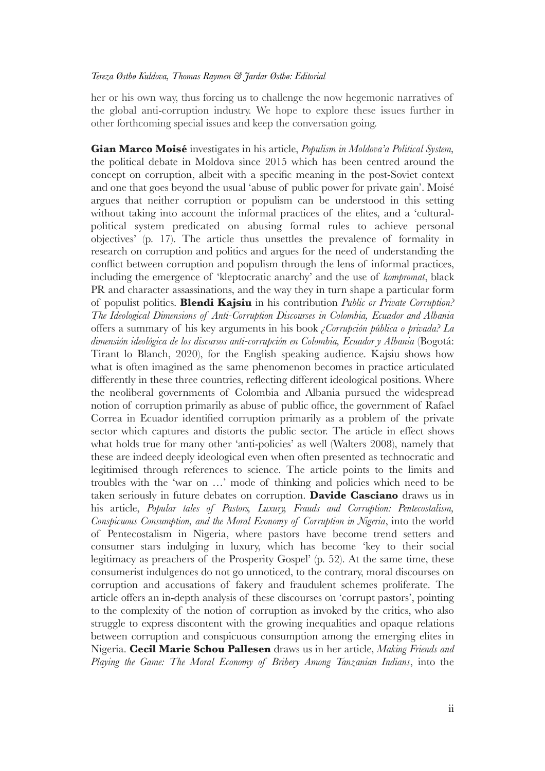her or his own way, thus forcing us to challenge the now hegemonic narratives of the global anti-corruption industry. We hope to explore these issues further in other forthcoming special issues and keep the conversation going.

**Gian Marco Moisé** investigates in his article, *Populism in Moldova'a Political System*, the political debate in Moldova since 2015 which has been centred around the concept on corruption, albeit with a specific meaning in the post-Soviet context and one that goes beyond the usual 'abuse of public power for private gain'. Moisé argues that neither corruption or populism can be understood in this setting without taking into account the informal practices of the elites, and a 'cultural-political system predicated on abusing formal rules to achieve personal objectives' (p. 17). The article thus unsettles the prevalence of formality in research on corruption and politics and argues for the need of understanding the conflict between corruption and populism through the lens of informal practices, including the emergence of 'kleptocratic anarchy' and the use of *kompromat*, black PR and character assassinations, and the way they in turn shape a particular form of populist politics. **Blendi Kajsiu** in his contribution *Public or Private Corruption? The Ideological Dimensions of Anti-Corruption Discourses in Colombia, Ecuador and Albania* offers a summary of his key arguments in his book *¿Corrupción pública o privada? La dimensión ideológica de los discursos anti-corrupción en Colombia, Ecuador y Albania* (Bogotá: Tirant lo Blanch, 2020), for the English speaking audience. Kajsiu shows how what is often imagined as the same phenomenon becomes in practice articulated differently in these three countries, reflecting different ideological positions. Where the neoliberal governments of Colombia and Albania pursued the widespread notion of corruption primarily as abuse of public office, the government of Rafael Correa in Ecuador identified corruption primarily as a problem of the private sector which captures and distorts the public sector. The article in effect shows what holds true for many other 'anti-policies' as well (Walters 2008), namely that these are indeed deeply ideological even when often presented as technocratic and legitimised through references to science. The article points to the limits and troubles with the 'war on …' mode of thinking and policies which need to be taken seriously in future debates on corruption. **Davide Casciano** draws us in his article, *Popular tales of Pastors, Luxury, Frauds and Corruption: Pentecostalism, Conspicuous Consumption, and the Moral Economy of Corruption in Nigeria*, into the world of Pentecostalism in Nigeria, where pastors have become trend setters and consumer stars indulging in luxury, which has become 'key to their social legitimacy as preachers of the Prosperity Gospel' (p. 52). At the same time, these consumerist indulgences do not go unnoticed, to the contrary, moral discourses on corruption and accusations of fakery and fraudulent schemes proliferate. The article offers an in-depth analysis of these discourses on 'corrupt pastors', pointing to the complexity of the notion of corruption as invoked by the critics, who also struggle to express discontent with the growing inequalities and opaque relations between corruption and conspicuous consumption among the emerging elites in Nigeria. **Cecil Marie Schou Pallesen** draws us in her article, *Making Friends and Playing the Game: The Moral Economy of Bribery Among Tanzanian Indians*, into the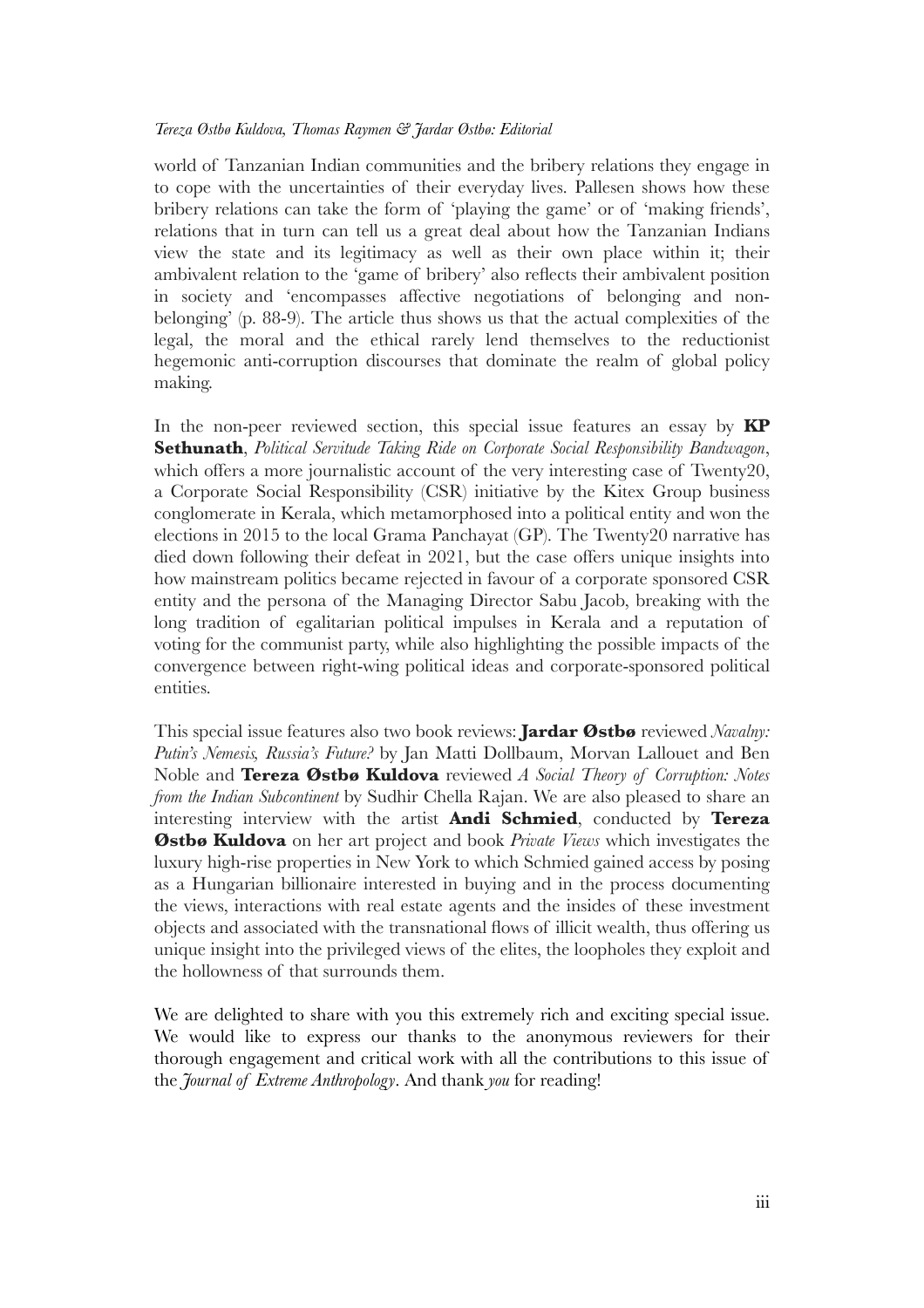world of Tanzanian Indian communities and the bribery relations they engage in to cope with the uncertainties of their everyday lives. Pallesen shows how these bribery relations can take the form of 'playing the game' or of 'making friends', relations that in turn can tell us a great deal about how the Tanzanian Indians view the state and its legitimacy as well as their own place within it; their ambivalent relation to the 'game of bribery' also reflects their ambivalent position in society and 'encompasses affective negotiations of belonging and non-belonging' (p. 88-9). The article thus shows us that the actual complexities of the legal, the moral and the ethical rarely lend themselves to the reductionist hegemonic anti-corruption discourses that dominate the realm of global policy making.

In the non-peer reviewed section, this special issue features an essay by **KP Sethunath**, *Political Servitude Taking Ride on Corporate Social Responsibility Bandwagon*, which offers a more journalistic account of the very interesting case of Twenty20, a Corporate Social Responsibility (CSR) initiative by the Kitex Group business conglomerate in Kerala, which metamorphosed into a political entity and won the elections in 2015 to the local Grama Panchayat (GP). The Twenty20 narrative has died down following their defeat in 2021, but the case offers unique insights into how mainstream politics became rejected in favour of a corporate sponsored CSR entity and the persona of the Managing Director Sabu Jacob, breaking with the long tradition of egalitarian political impulses in Kerala and a reputation of voting for the communist party, while also highlighting the possible impacts of the convergence between right-wing political ideas and corporate-sponsored political entities.

This special issue features also two book reviews: **Jardar Østbø** reviewed *Navalny: Putin's Nemesis, Russia's Future?* by Jan Matti Dollbaum, Morvan Lallouet and Ben Noble and **Tereza Østbø Kuldova** reviewed *A Social Theory of Corruption: Notes from the Indian Subcontinent* by Sudhir Chella Rajan. We are also pleased to share an interesting interview with the artist **Andi Schmied**, conducted by **Tereza Østbø Kuldova** on her art project and book *Private Views* which investigates the luxury high-rise properties in New York to which Schmied gained access by posing as a Hungarian billionaire interested in buying and in the process documenting the views, interactions with real estate agents and the insides of these investment objects and associated with the transnational flows of illicit wealth, thus offering us unique insight into the privileged views of the elites, the loopholes they exploit and the hollowness of that surrounds them.

We are delighted to share with you this extremely rich and exciting special issue. We would like to express our thanks to the anonymous reviewers for their thorough engagement and critical work with all the contributions to this issue of the *Journal of Extreme Anthropology*. And thank *you* for reading!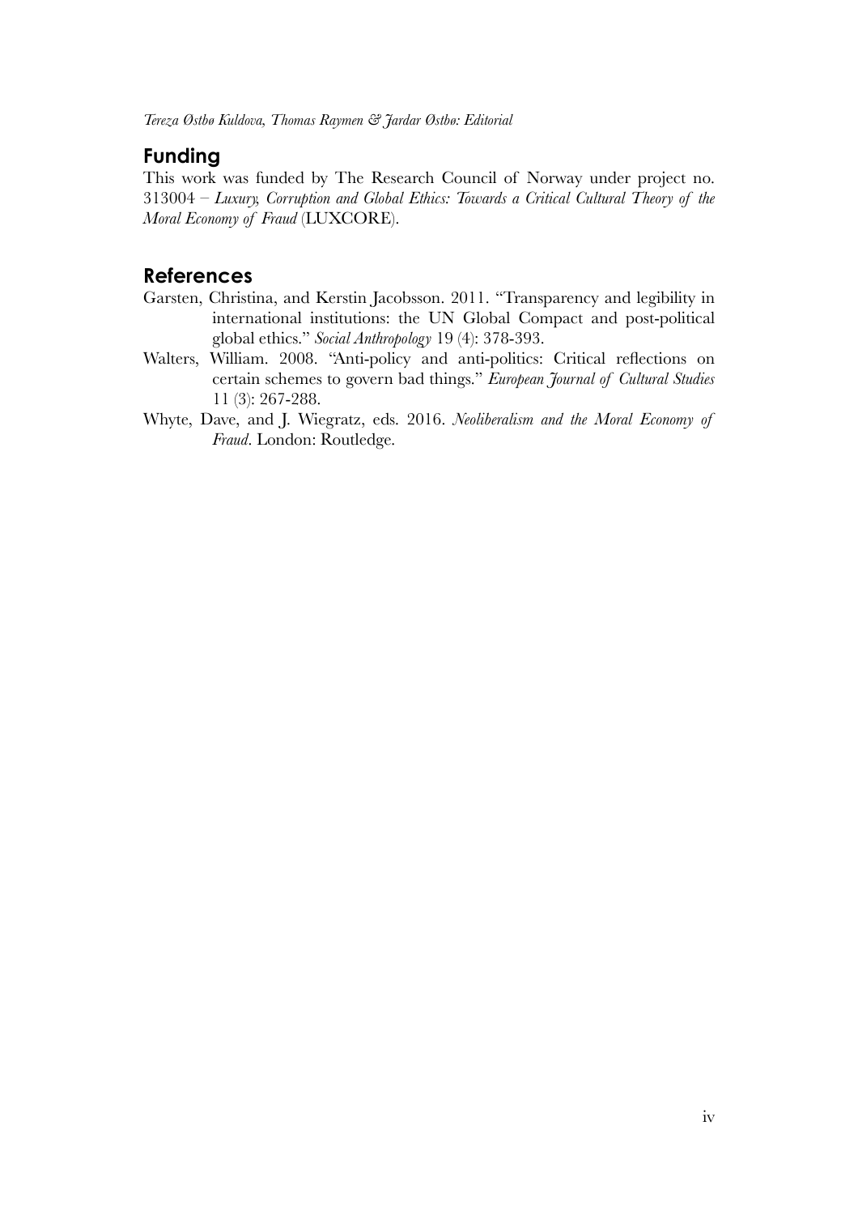## Funding

This work was funded by The Research Council of Norway under project no. 313004 – *Luxury, Corruption and Global Ethics: Towards a Critical Cultural Theory of the Moral Economy of Fraud* (LUXCORE).

## References

Garsten, Christina, and Kerstin Jacobsson. 2011. "Transparency and legibility in international institutions: the UN Global Compact and post-political global ethics." *Social Anthropology* 19 (4): 378-393.

Walters, William. 2008. "Anti-policy and anti-politics: Critical reflections on certain schemes to govern bad things." *European Journal of Cultural Studies* 11 (3): 267-288.

Whyte, Dave, and J. Wiegratz, eds. 2016. *Neoliberalism and the Moral Economy of Fraud*. London: Routledge.